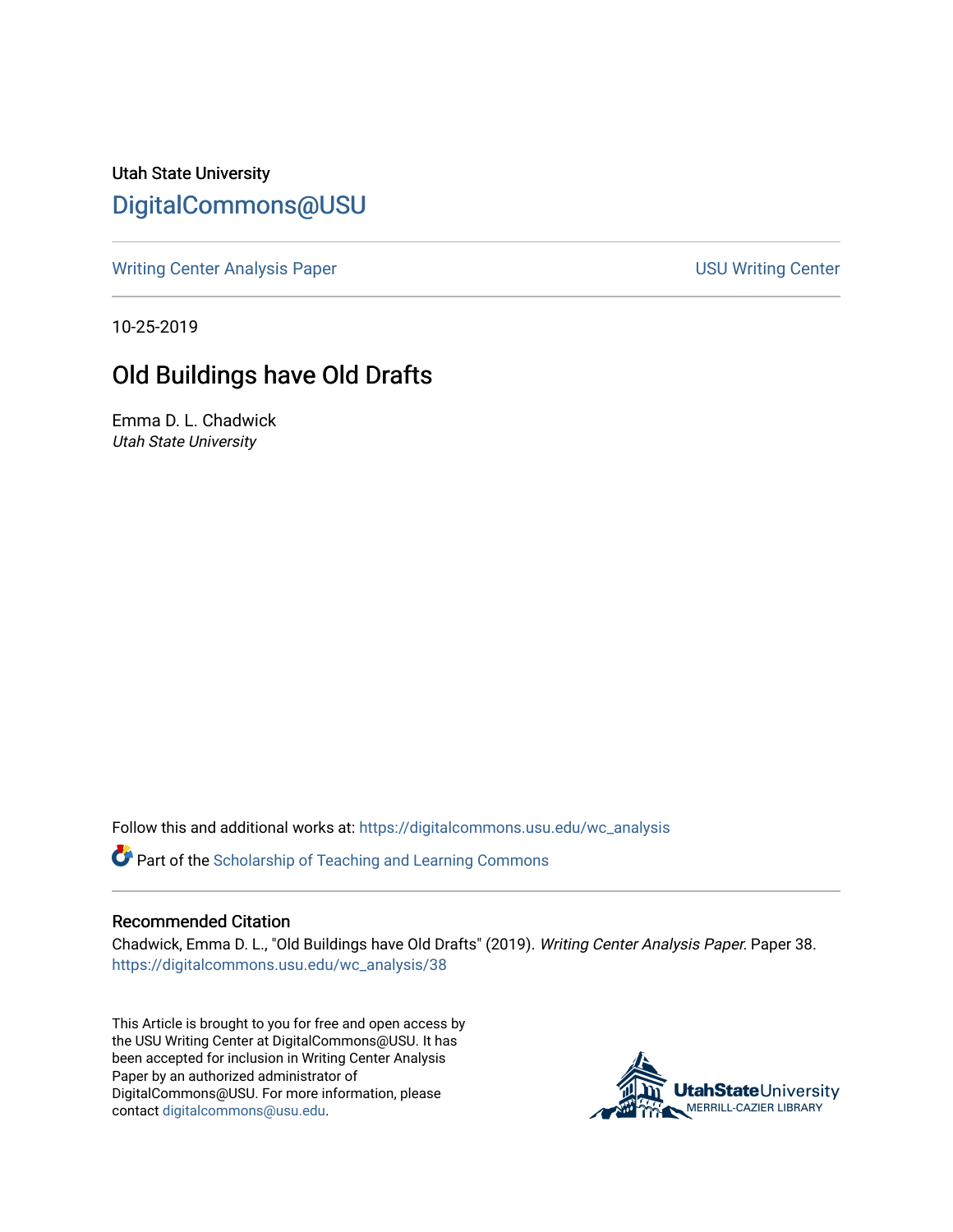Utah State University

DigitalCommons@USU

Writing Center Analysis Paper

USU Writing Center

10-25-2019

# Old Buildings have Old Drafts

Emma D. L. Chadwick

*Utah State University*

Follow this and additional works at: https://digitalcommons.usu.edu/wc_analysis

Part of the Scholarship of Teaching and Learning Commons

## Recommended Citation

Chadwick, Emma D. L., "Old Buildings have Old Drafts" (2019). *Writing Center Analysis Paper*. Paper 38. https://digitalcommons.usu.edu/wc_analysis/38

This Article is brought to you for free and open access by the USU Writing Center at DigitalCommons@USU. It has been accepted for inclusion in Writing Center Analysis Paper by an authorized administrator of DigitalCommons@USU. For more information, please contact digitalcommons@usu.edu.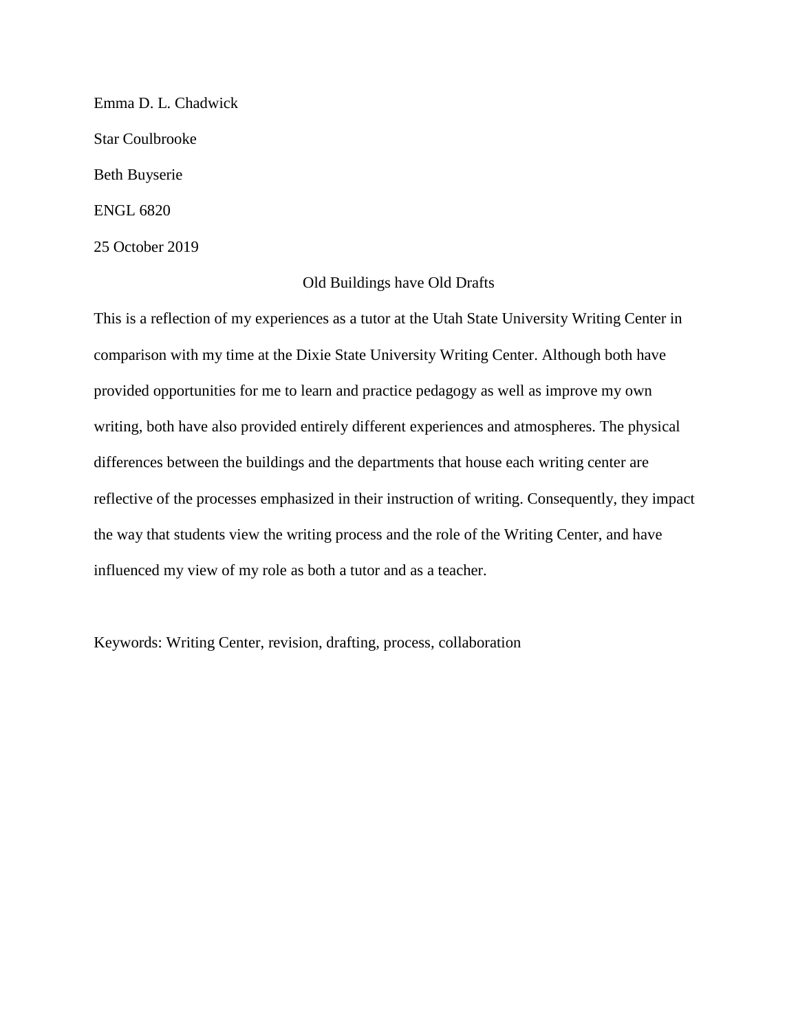Emma D. L. Chadwick

Star Coulbrooke

Beth Buyserie

ENGL 6820

25 October 2019

# Old Buildings have Old Drafts

This is a reflection of my experiences as a tutor at the Utah State University Writing Center in comparison with my time at the Dixie State University Writing Center. Although both have provided opportunities for me to learn and practice pedagogy as well as improve my own writing, both have also provided entirely different experiences and atmospheres. The physical differences between the buildings and the departments that house each writing center are reflective of the processes emphasized in their instruction of writing. Consequently, they impact the way that students view the writing process and the role of the Writing Center, and have influenced my view of my role as both a tutor and as a teacher.

Keywords: Writing Center, revision, drafting, process, collaboration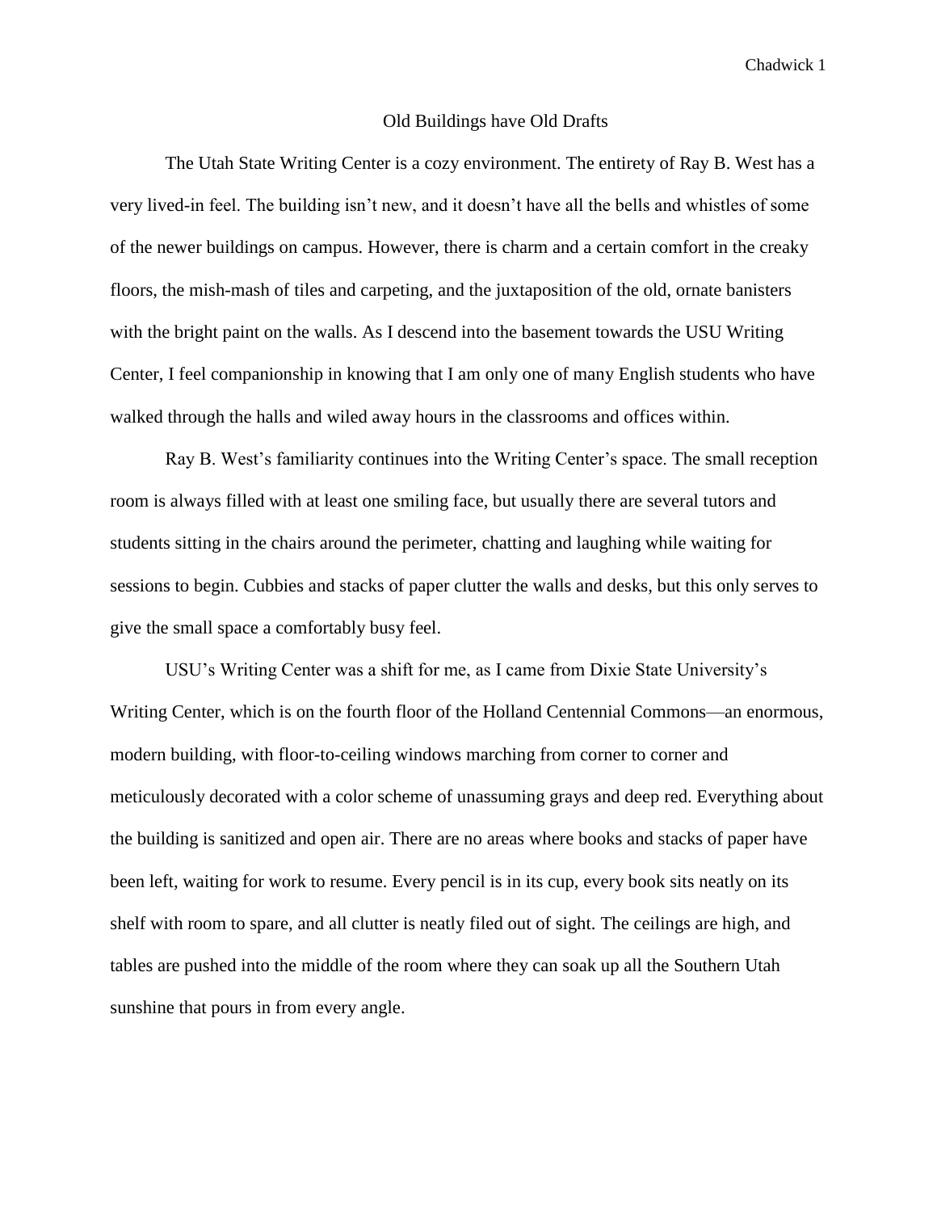# Old Buildings have Old Drafts

The Utah State Writing Center is a cozy environment. The entirety of Ray B. West has a very lived-in feel. The building isn't new, and it doesn't have all the bells and whistles of some of the newer buildings on campus. However, there is charm and a certain comfort in the creaky floors, the mish-mash of tiles and carpeting, and the juxtaposition of the old, ornate banisters with the bright paint on the walls. As I descend into the basement towards the USU Writing Center, I feel companionship in knowing that I am only one of many English students who have walked through the halls and wiled away hours in the classrooms and offices within.

Ray B. West's familiarity continues into the Writing Center's space. The small reception room is always filled with at least one smiling face, but usually there are several tutors and students sitting in the chairs around the perimeter, chatting and laughing while waiting for sessions to begin. Cubbies and stacks of paper clutter the walls and desks, but this only serves to give the small space a comfortably busy feel.

USU's Writing Center was a shift for me, as I came from Dixie State University's Writing Center, which is on the fourth floor of the Holland Centennial Commons—an enormous, modern building, with floor-to-ceiling windows marching from corner to corner and meticulously decorated with a color scheme of unassuming grays and deep red. Everything about the building is sanitized and open air. There are no areas where books and stacks of paper have been left, waiting for work to resume. Every pencil is in its cup, every book sits neatly on its shelf with room to spare, and all clutter is neatly filed out of sight. The ceilings are high, and tables are pushed into the middle of the room where they can soak up all the Southern Utah sunshine that pours in from every angle.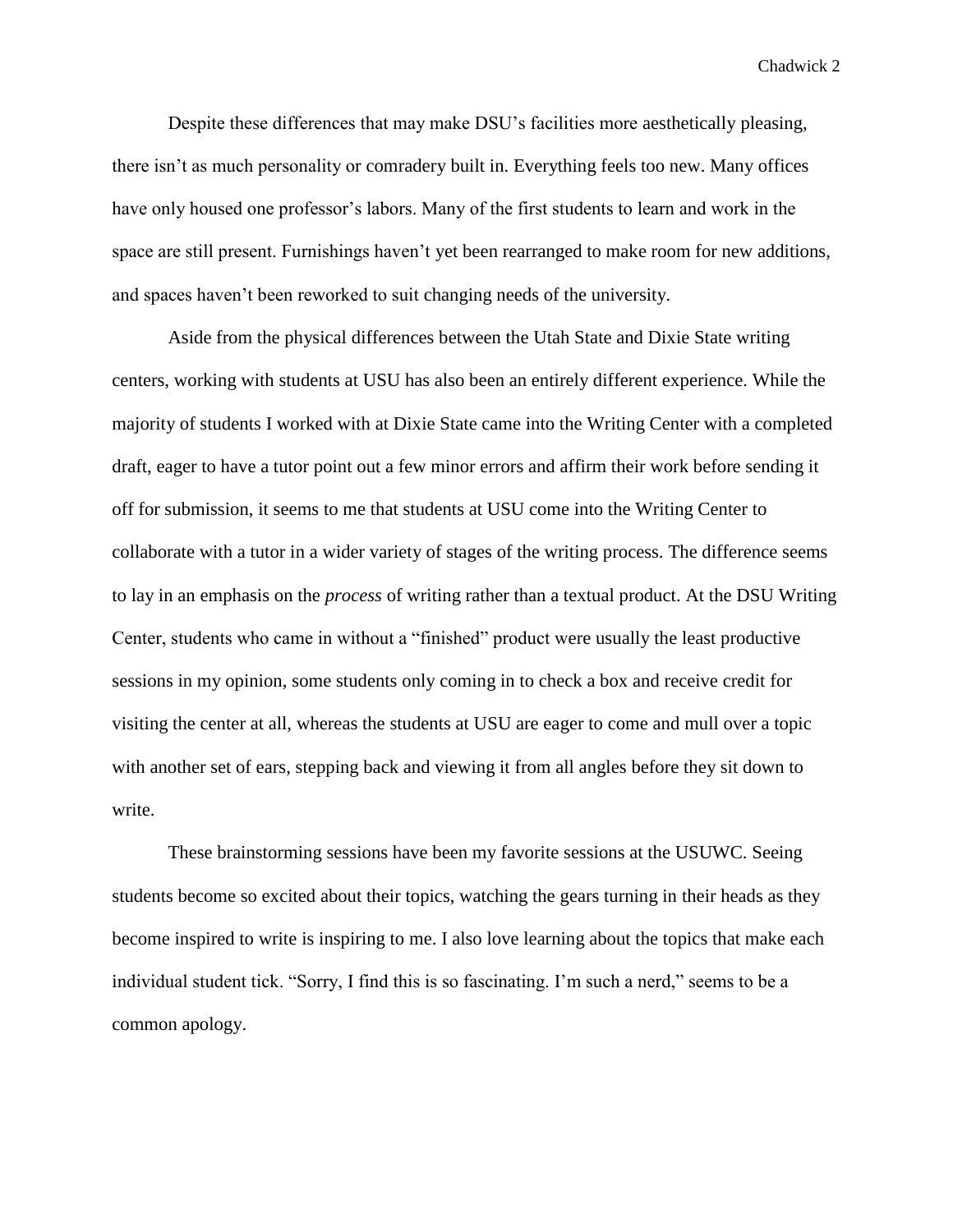Despite these differences that may make DSU's facilities more aesthetically pleasing, there isn't as much personality or comradery built in. Everything feels too new. Many offices have only housed one professor's labors. Many of the first students to learn and work in the space are still present. Furnishings haven't yet been rearranged to make room for new additions, and spaces haven't been reworked to suit changing needs of the university.

Aside from the physical differences between the Utah State and Dixie State writing centers, working with students at USU has also been an entirely different experience. While the majority of students I worked with at Dixie State came into the Writing Center with a completed draft, eager to have a tutor point out a few minor errors and affirm their work before sending it off for submission, it seems to me that students at USU come into the Writing Center to collaborate with a tutor in a wider variety of stages of the writing process. The difference seems to lay in an emphasis on the *process* of writing rather than a textual product. At the DSU Writing Center, students who came in without a "finished" product were usually the least productive sessions in my opinion, some students only coming in to check a box and receive credit for visiting the center at all, whereas the students at USU are eager to come and mull over a topic with another set of ears, stepping back and viewing it from all angles before they sit down to write.

These brainstorming sessions have been my favorite sessions at the USUWC. Seeing students become so excited about their topics, watching the gears turning in their heads as they become inspired to write is inspiring to me. I also love learning about the topics that make each individual student tick. "Sorry, I find this is so fascinating. I'm such a nerd," seems to be a common apology.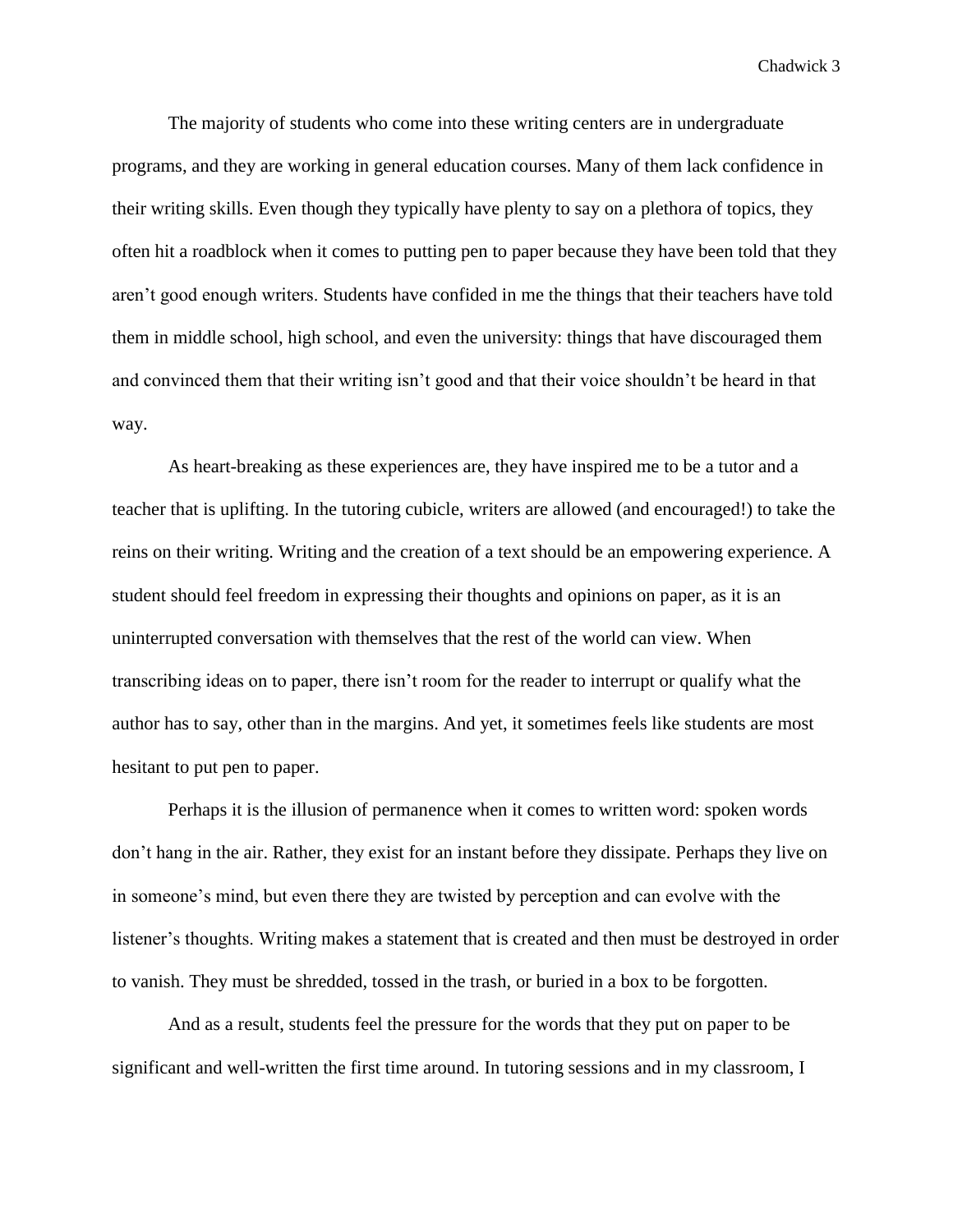The majority of students who come into these writing centers are in undergraduate programs, and they are working in general education courses. Many of them lack confidence in their writing skills. Even though they typically have plenty to say on a plethora of topics, they often hit a roadblock when it comes to putting pen to paper because they have been told that they aren't good enough writers. Students have confided in me the things that their teachers have told them in middle school, high school, and even the university: things that have discouraged them and convinced them that their writing isn't good and that their voice shouldn't be heard in that way.

As heart-breaking as these experiences are, they have inspired me to be a tutor and a teacher that is uplifting. In the tutoring cubicle, writers are allowed (and encouraged!) to take the reins on their writing. Writing and the creation of a text should be an empowering experience. A student should feel freedom in expressing their thoughts and opinions on paper, as it is an uninterrupted conversation with themselves that the rest of the world can view. When transcribing ideas on to paper, there isn't room for the reader to interrupt or qualify what the author has to say, other than in the margins. And yet, it sometimes feels like students are most hesitant to put pen to paper.

Perhaps it is the illusion of permanence when it comes to written word: spoken words don't hang in the air. Rather, they exist for an instant before they dissipate. Perhaps they live on in someone's mind, but even there they are twisted by perception and can evolve with the listener's thoughts. Writing makes a statement that is created and then must be destroyed in order to vanish. They must be shredded, tossed in the trash, or buried in a box to be forgotten.

And as a result, students feel the pressure for the words that they put on paper to be significant and well-written the first time around. In tutoring sessions and in my classroom, I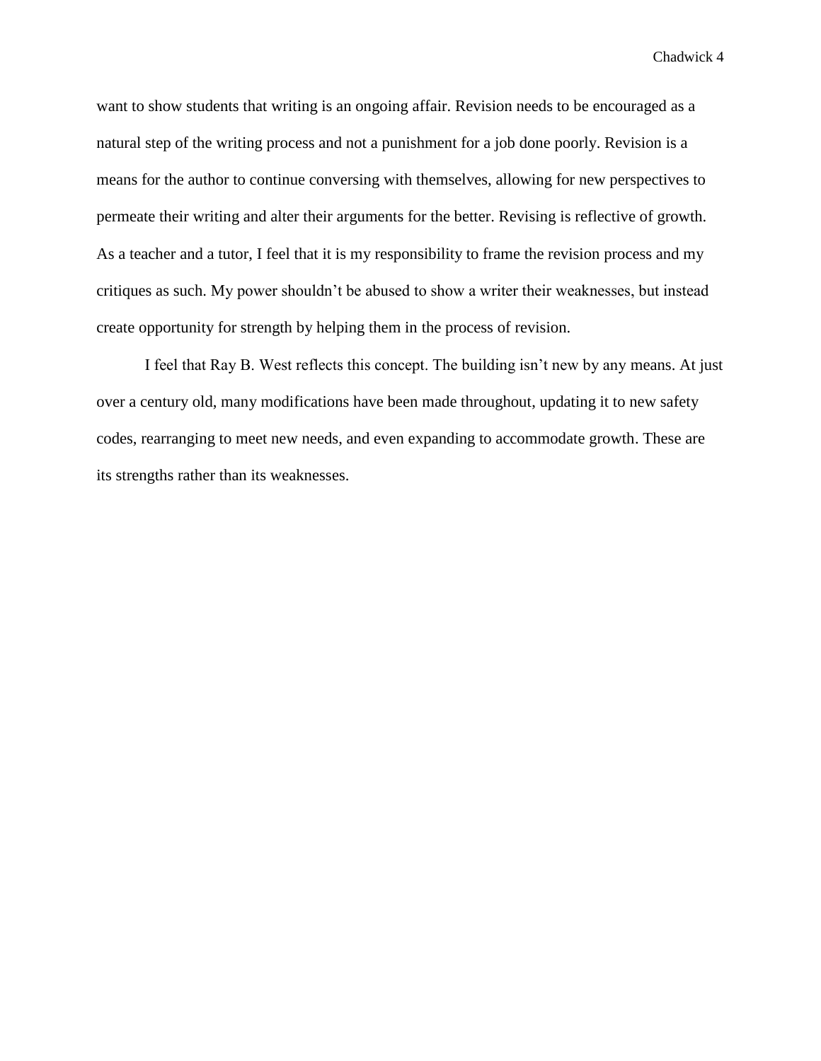want to show students that writing is an ongoing affair. Revision needs to be encouraged as a natural step of the writing process and not a punishment for a job done poorly. Revision is a means for the author to continue conversing with themselves, allowing for new perspectives to permeate their writing and alter their arguments for the better. Revising is reflective of growth. As a teacher and a tutor, I feel that it is my responsibility to frame the revision process and my critiques as such. My power shouldn't be abused to show a writer their weaknesses, but instead create opportunity for strength by helping them in the process of revision.

I feel that Ray B. West reflects this concept. The building isn't new by any means. At just over a century old, many modifications have been made throughout, updating it to new safety codes, rearranging to meet new needs, and even expanding to accommodate growth. These are its strengths rather than its weaknesses.